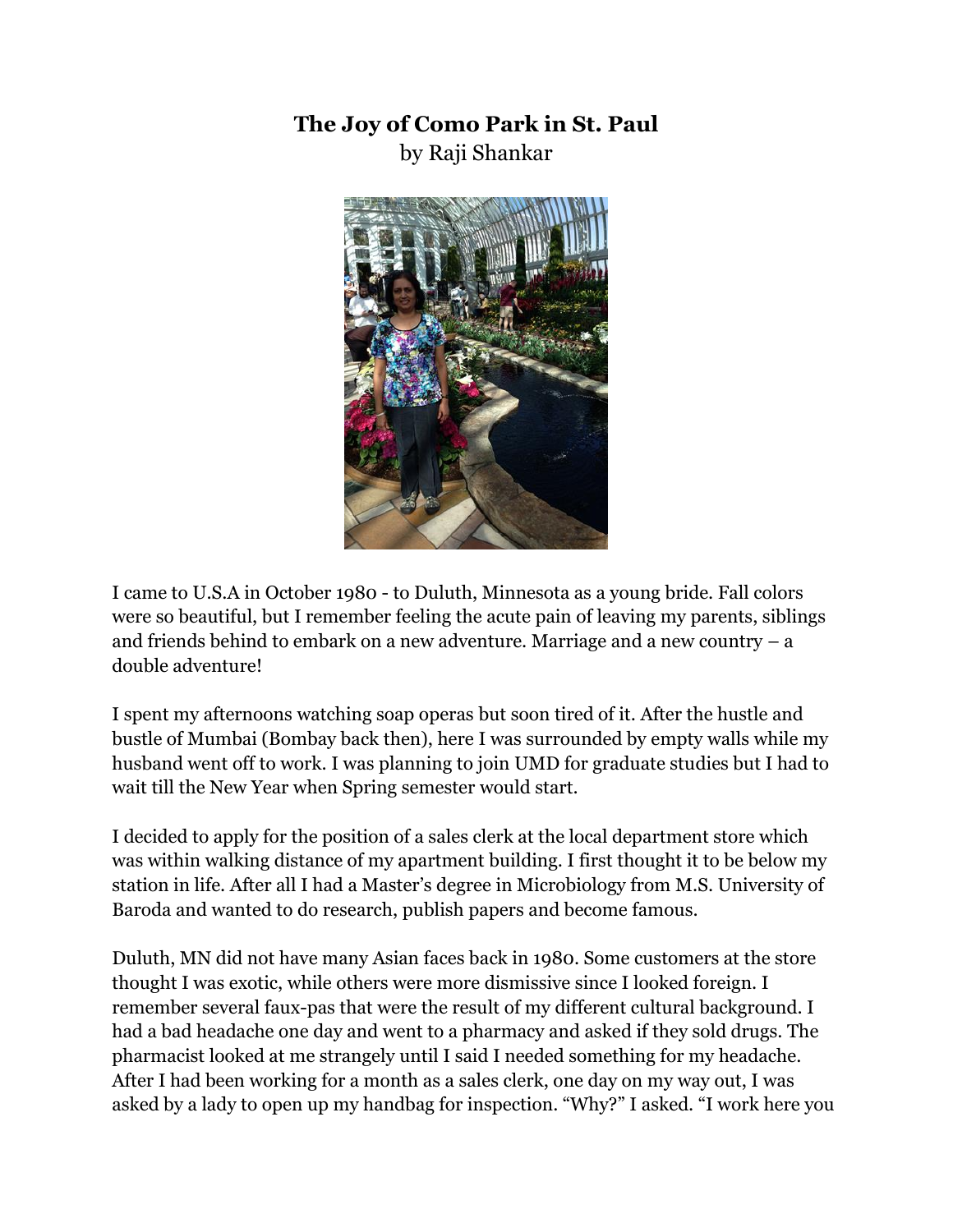# The Joy of Como Park in St. Paul

by Raji Shankar

I came to U.S.A in October 1980 - to Duluth, Minnesota as a young bride. Fall colors were so beautiful, but I remember feeling the acute pain of leaving my parents, siblings and friends behind to embark on a new adventure. Marriage and a new country – a double adventure!

I spent my afternoons watching soap operas but soon tired of it. After the hustle and bustle of Mumbai (Bombay back then), here I was surrounded by empty walls while my husband went off to work. I was planning to join UMD for graduate studies but I had to wait till the New Year when Spring semester would start.

I decided to apply for the position of a sales clerk at the local department store which was within walking distance of my apartment building. I first thought it to be below my station in life. After all I had a Master's degree in Microbiology from M.S. University of Baroda and wanted to do research, publish papers and become famous.

Duluth, MN did not have many Asian faces back in 1980. Some customers at the store thought I was exotic, while others were more dismissive since I looked foreign. I remember several faux-pas that were the result of my different cultural background. I had a bad headache one day and went to a pharmacy and asked if they sold drugs. The pharmacist looked at me strangely until I said I needed something for my headache. After I had been working for a month as a sales clerk, one day on my way out, I was asked by a lady to open up my handbag for inspection. "Why?" I asked. "I work here you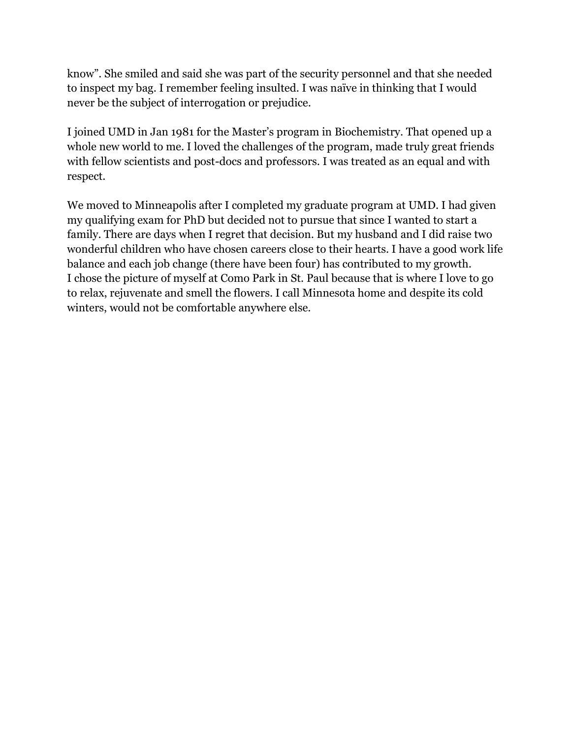know". She smiled and said she was part of the security personnel and that she needed to inspect my bag. I remember feeling insulted. I was naïve in thinking that I would never be the subject of interrogation or prejudice.

I joined UMD in Jan 1981 for the Master's program in Biochemistry. That opened up a whole new world to me. I loved the challenges of the program, made truly great friends with fellow scientists and post-docs and professors. I was treated as an equal and with respect.

We moved to Minneapolis after I completed my graduate program at UMD. I had given my qualifying exam for PhD but decided not to pursue that since I wanted to start a family. There are days when I regret that decision. But my husband and I did raise two wonderful children who have chosen careers close to their hearts. I have a good work life balance and each job change (there have been four) has contributed to my growth.
I chose the picture of myself at Como Park in St. Paul because that is where I love to go to relax, rejuvenate and smell the flowers. I call Minnesota home and despite its cold winters, would not be comfortable anywhere else.